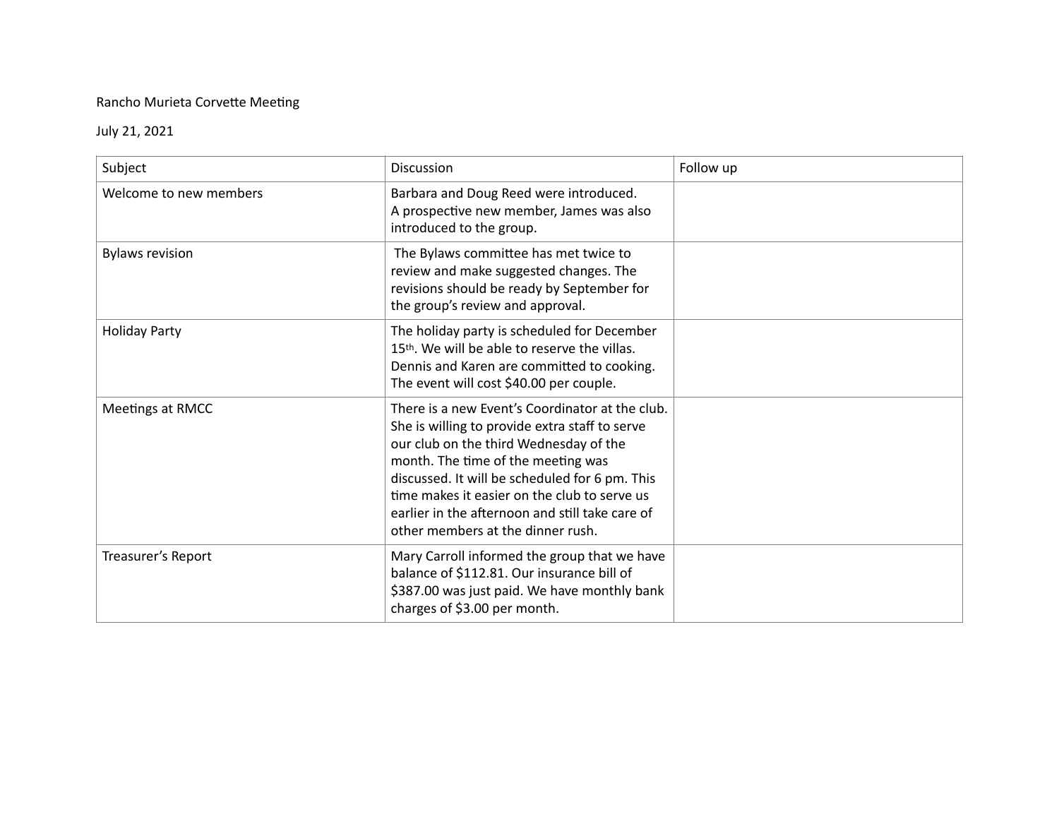Rancho Murieta Corvette Meeting

July 21, 2021

| Subject | Discussion | Follow up |
|---|---|---|
| Welcome to new members | Barbara and Doug Reed were introduced. A prospective new member, James was also introduced to the group. | |
| Bylaws revision | The Bylaws committee has met twice to review and make suggested changes. The revisions should be ready by September for the group's review and approval. | |
| Holiday Party | The holiday party is scheduled for December 15th. We will be able to reserve the villas. Dennis and Karen are committed to cooking. The event will cost $40.00 per couple. | |
| Meetings at RMCC | There is a new Event's Coordinator at the club. She is willing to provide extra staff to serve our club on the third Wednesday of the month. The time of the meeting was discussed. It will be scheduled for 6 pm. This time makes it easier on the club to serve us earlier in the afternoon and still take care of other members at the dinner rush. | |
| Treasurer's Report | Mary Carroll informed the group that we have balance of $112.81. Our insurance bill of $387.00 was just paid. We have monthly bank charges of $3.00 per month. | |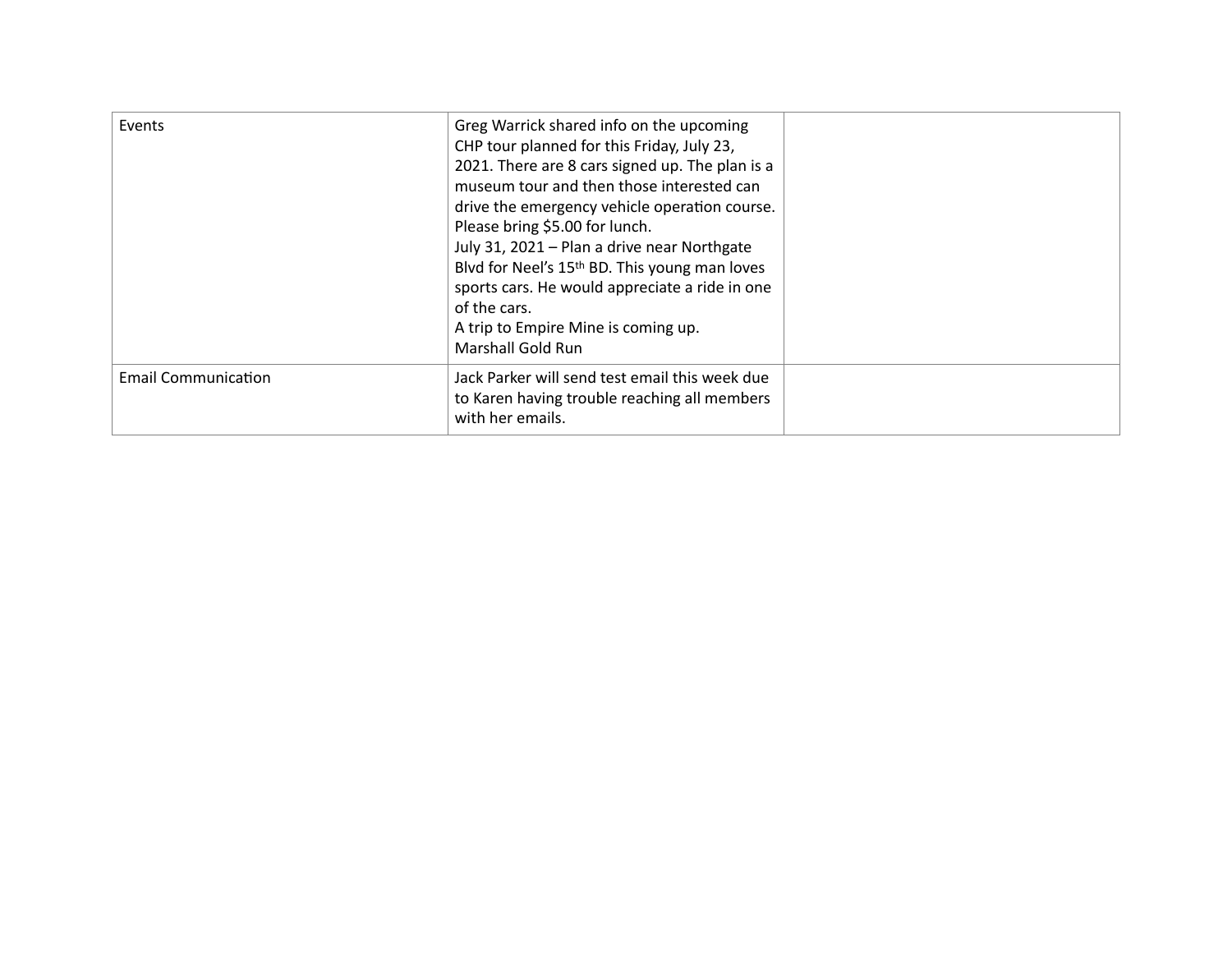| | | |
|---|---|---|
| Events | Greg Warrick shared info on the upcoming CHP tour planned for this Friday, July 23, 2021. There are 8 cars signed up. The plan is a museum tour and then those interested can drive the emergency vehicle operation course. Please bring $5.00 for lunch.<br>July 31, 2021 – Plan a drive near Northgate Blvd for Neel's 15th BD. This young man loves sports cars. He would appreciate a ride in one of the cars.<br>A trip to Empire Mine is coming up.<br>Marshall Gold Run | |
| Email Communication | Jack Parker will send test email this week due to Karen having trouble reaching all members with her emails. | |